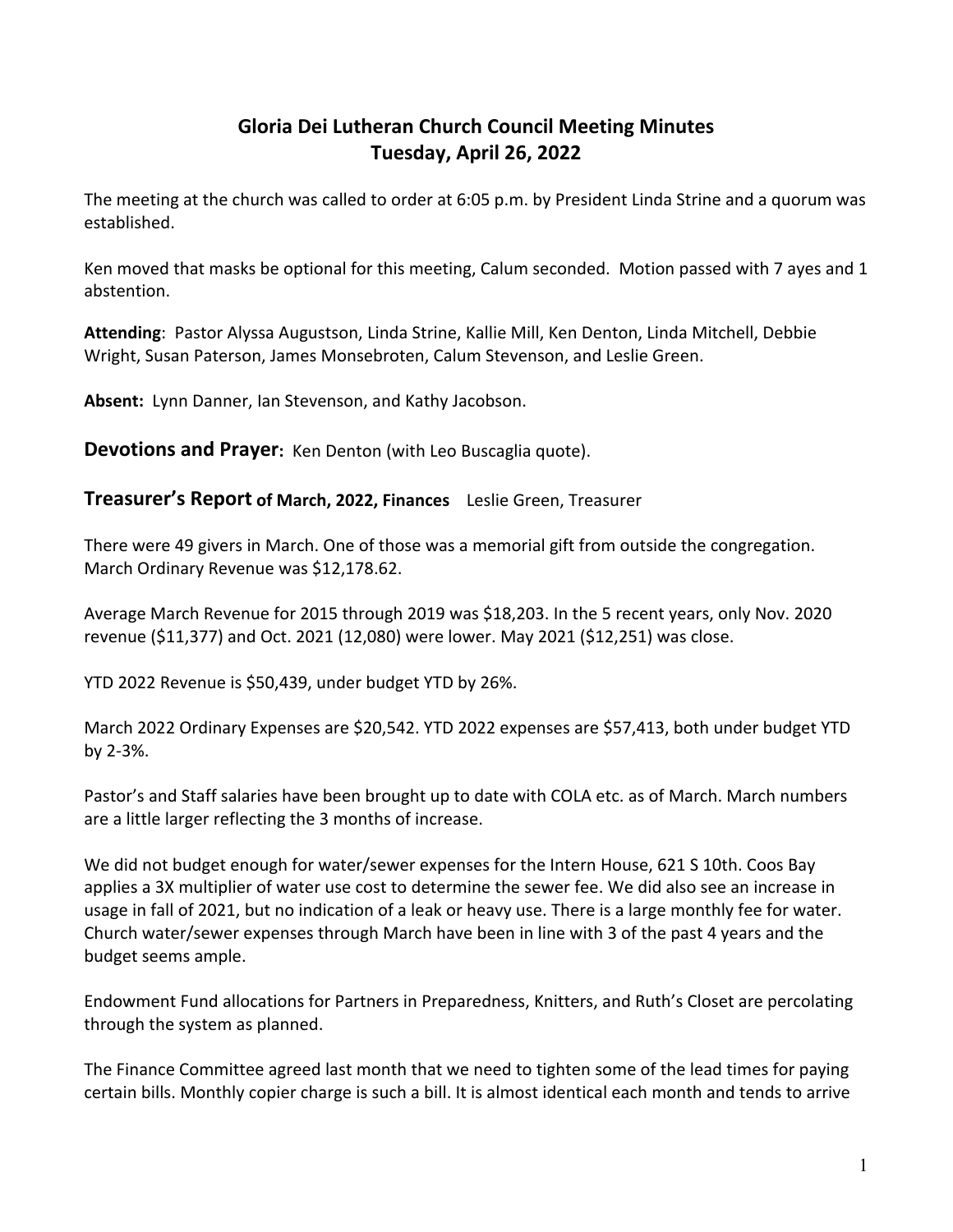# Gloria Dei Lutheran Church Council Meeting Minutes
# Tuesday, April 26, 2022

The meeting at the church was called to order at 6:05 p.m. by President Linda Strine and a quorum was established.

Ken moved that masks be optional for this meeting, Calum seconded. Motion passed with 7 ayes and 1 abstention.

**Attending**: Pastor Alyssa Augustson, Linda Strine, Kallie Mill, Ken Denton, Linda Mitchell, Debbie Wright, Susan Paterson, James Monsebroten, Calum Stevenson, and Leslie Green.

**Absent:** Lynn Danner, Ian Stevenson, and Kathy Jacobson.

## Devotions and Prayer: Ken Denton (with Leo Buscaglia quote).

## Treasurer's Report of March, 2022, Finances Leslie Green, Treasurer

There were 49 givers in March. One of those was a memorial gift from outside the congregation. March Ordinary Revenue was $12,178.62.

Average March Revenue for 2015 through 2019 was $18,203. In the 5 recent years, only Nov. 2020 revenue ($11,377) and Oct. 2021 (12,080) were lower. May 2021 ($12,251) was close.

YTD 2022 Revenue is $50,439, under budget YTD by 26%.

March 2022 Ordinary Expenses are $20,542. YTD 2022 expenses are $57,413, both under budget YTD by 2-3%.

Pastor's and Staff salaries have been brought up to date with COLA etc. as of March. March numbers are a little larger reflecting the 3 months of increase.

We did not budget enough for water/sewer expenses for the Intern House, 621 S 10th. Coos Bay applies a 3X multiplier of water use cost to determine the sewer fee. We did also see an increase in usage in fall of 2021, but no indication of a leak or heavy use. There is a large monthly fee for water. Church water/sewer expenses through March have been in line with 3 of the past 4 years and the budget seems ample.

Endowment Fund allocations for Partners in Preparedness, Knitters, and Ruth's Closet are percolating through the system as planned.

The Finance Committee agreed last month that we need to tighten some of the lead times for paying certain bills. Monthly copier charge is such a bill. It is almost identical each month and tends to arrive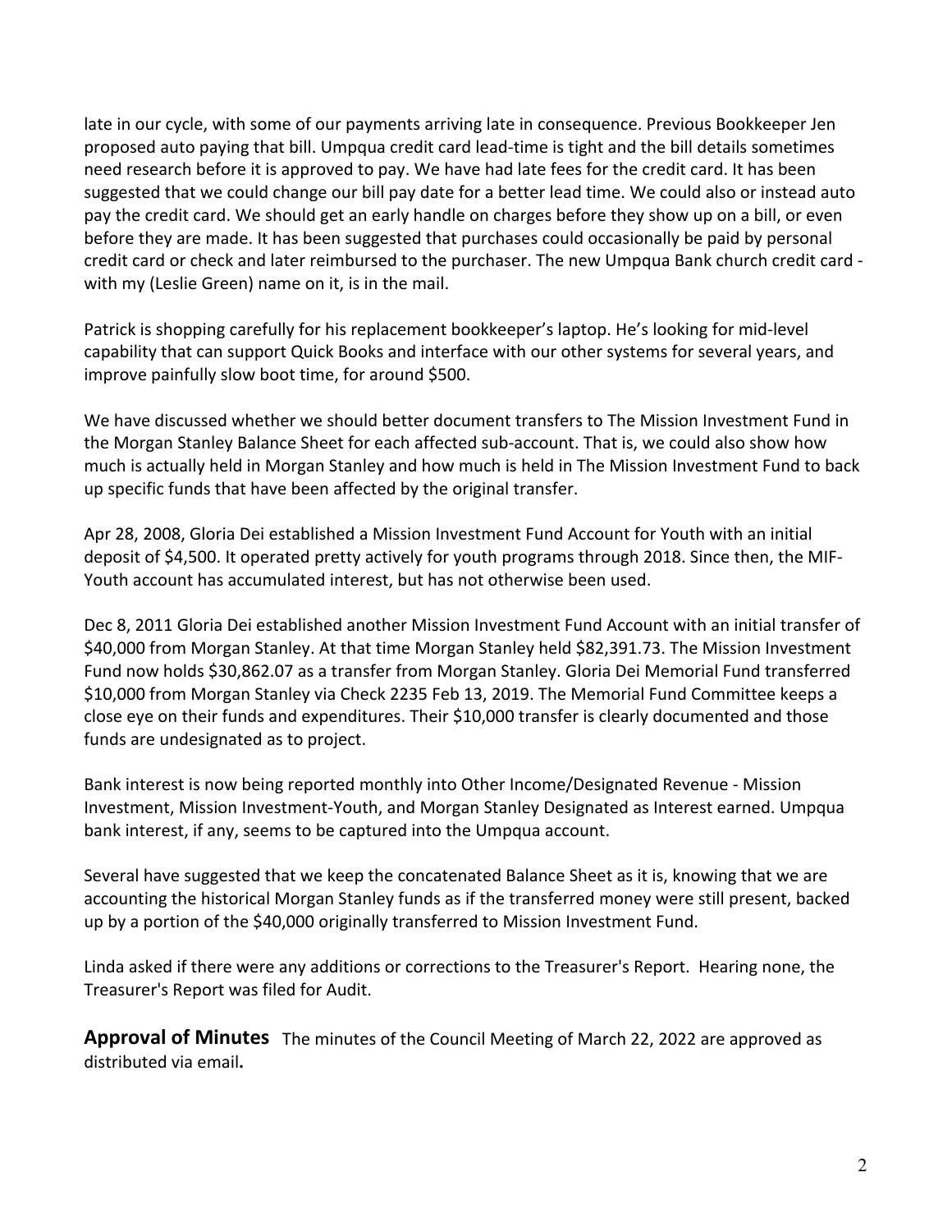late in our cycle, with some of our payments arriving late in consequence. Previous Bookkeeper Jen proposed auto paying that bill. Umpqua credit card lead-time is tight and the bill details sometimes need research before it is approved to pay. We have had late fees for the credit card. It has been suggested that we could change our bill pay date for a better lead time. We could also or instead auto pay the credit card. We should get an early handle on charges before they show up on a bill, or even before they are made. It has been suggested that purchases could occasionally be paid by personal credit card or check and later reimbursed to the purchaser. The new Umpqua Bank church credit card - with my (Leslie Green) name on it, is in the mail.

Patrick is shopping carefully for his replacement bookkeeper's laptop. He's looking for mid-level capability that can support Quick Books and interface with our other systems for several years, and improve painfully slow boot time, for around $500.

We have discussed whether we should better document transfers to The Mission Investment Fund in the Morgan Stanley Balance Sheet for each affected sub-account. That is, we could also show how much is actually held in Morgan Stanley and how much is held in The Mission Investment Fund to back up specific funds that have been affected by the original transfer.

Apr 28, 2008, Gloria Dei established a Mission Investment Fund Account for Youth with an initial deposit of $4,500. It operated pretty actively for youth programs through 2018. Since then, the MIF-Youth account has accumulated interest, but has not otherwise been used.

Dec 8, 2011 Gloria Dei established another Mission Investment Fund Account with an initial transfer of $40,000 from Morgan Stanley. At that time Morgan Stanley held $82,391.73. The Mission Investment Fund now holds $30,862.07 as a transfer from Morgan Stanley. Gloria Dei Memorial Fund transferred $10,000 from Morgan Stanley via Check 2235 Feb 13, 2019. The Memorial Fund Committee keeps a close eye on their funds and expenditures. Their $10,000 transfer is clearly documented and those funds are undesignated as to project.

Bank interest is now being reported monthly into Other Income/Designated Revenue - Mission Investment, Mission Investment-Youth, and Morgan Stanley Designated as Interest earned. Umpqua bank interest, if any, seems to be captured into the Umpqua account.

Several have suggested that we keep the concatenated Balance Sheet as it is, knowing that we are accounting the historical Morgan Stanley funds as if the transferred money were still present, backed up by a portion of the $40,000 originally transferred to Mission Investment Fund.

Linda asked if there were any additions or corrections to the Treasurer's Report. Hearing none, the Treasurer's Report was filed for Audit.

**Approval of Minutes** The minutes of the Council Meeting of March 22, 2022 are approved as distributed via email**.**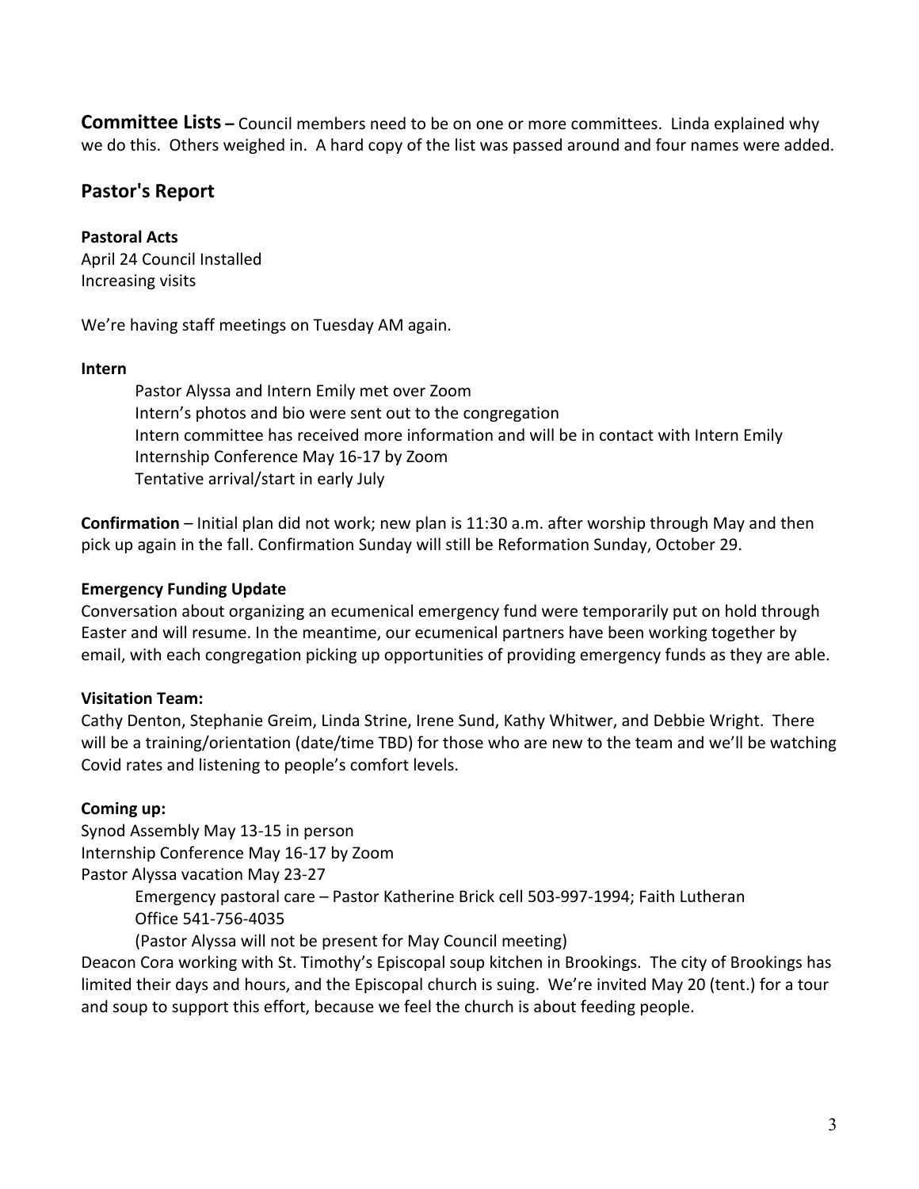**Committee Lists –** Council members need to be on one or more committees. Linda explained why we do this. Others weighed in. A hard copy of the list was passed around and four names were added.

## Pastor's Report

**Pastoral Acts**
April 24 Council Installed
Increasing visits

We're having staff meetings on Tuesday AM again.

**Intern**

- Pastor Alyssa and Intern Emily met over Zoom
- Intern's photos and bio were sent out to the congregation
- Intern committee has received more information and will be in contact with Intern Emily
- Internship Conference May 16-17 by Zoom
- Tentative arrival/start in early July

**Confirmation** – Initial plan did not work; new plan is 11:30 a.m. after worship through May and then pick up again in the fall. Confirmation Sunday will still be Reformation Sunday, October 29.

**Emergency Funding Update**
Conversation about organizing an ecumenical emergency fund were temporarily put on hold through Easter and will resume. In the meantime, our ecumenical partners have been working together by email, with each congregation picking up opportunities of providing emergency funds as they are able.

**Visitation Team:**
Cathy Denton, Stephanie Greim, Linda Strine, Irene Sund, Kathy Whitwer, and Debbie Wright. There will be a training/orientation (date/time TBD) for those who are new to the team and we'll be watching Covid rates and listening to people's comfort levels.

**Coming up:**
Synod Assembly May 13-15 in person
Internship Conference May 16-17 by Zoom
Pastor Alyssa vacation May 23-27

> Emergency pastoral care – Pastor Katherine Brick cell 503-997-1994; Faith Lutheran Office 541-756-4035
> (Pastor Alyssa will not be present for May Council meeting)

Deacon Cora working with St. Timothy's Episcopal soup kitchen in Brookings. The city of Brookings has limited their days and hours, and the Episcopal church is suing. We're invited May 20 (tent.) for a tour and soup to support this effort, because we feel the church is about feeding people.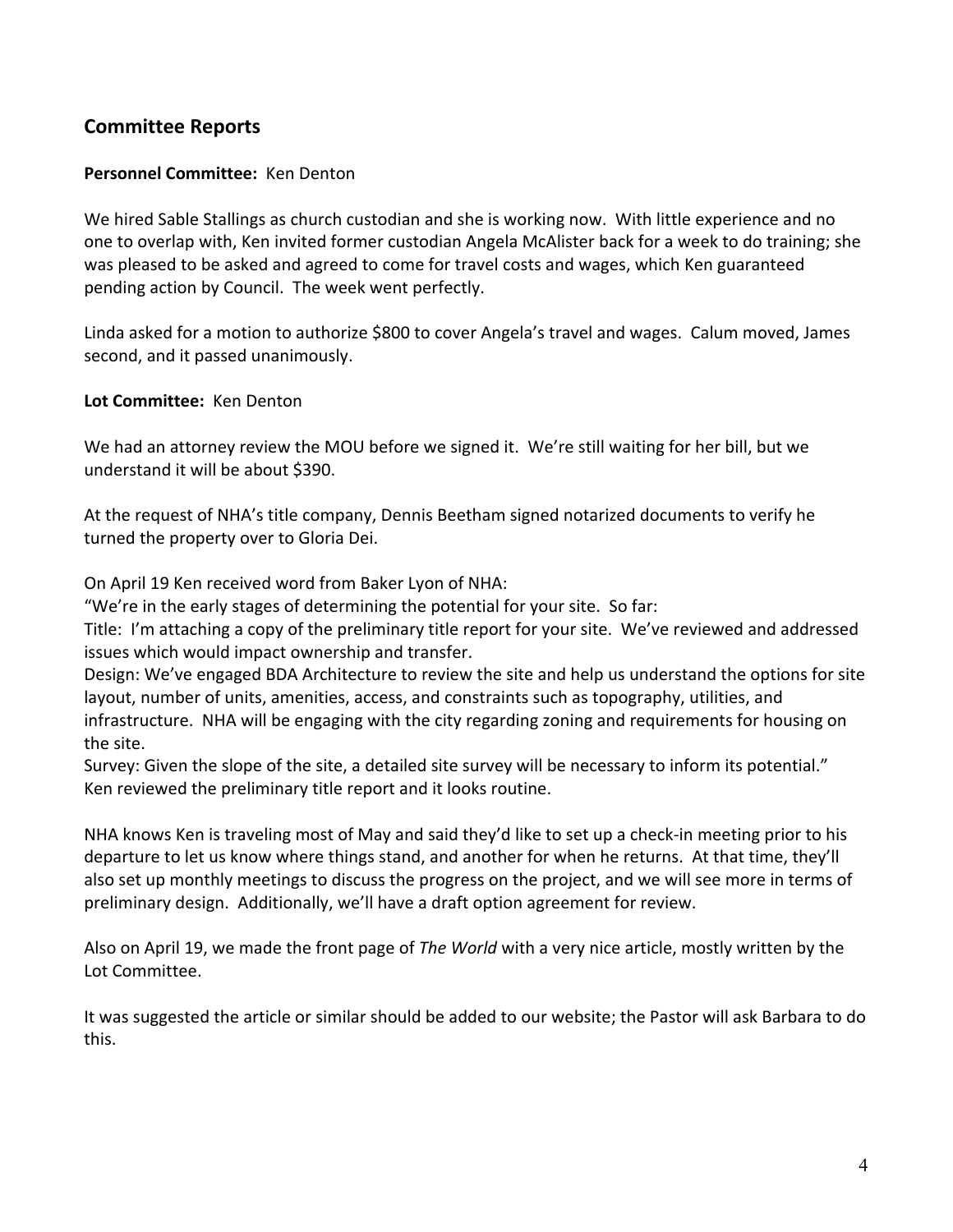## Committee Reports

**Personnel Committee:** Ken Denton

We hired Sable Stallings as church custodian and she is working now. With little experience and no one to overlap with, Ken invited former custodian Angela McAlister back for a week to do training; she was pleased to be asked and agreed to come for travel costs and wages, which Ken guaranteed pending action by Council. The week went perfectly.

Linda asked for a motion to authorize $800 to cover Angela's travel and wages. Calum moved, James second, and it passed unanimously.

**Lot Committee:** Ken Denton

We had an attorney review the MOU before we signed it. We're still waiting for her bill, but we understand it will be about $390.

At the request of NHA's title company, Dennis Beetham signed notarized documents to verify he turned the property over to Gloria Dei.

On April 19 Ken received word from Baker Lyon of NHA:
"We're in the early stages of determining the potential for your site. So far:
Title: I'm attaching a copy of the preliminary title report for your site. We've reviewed and addressed issues which would impact ownership and transfer.
Design: We've engaged BDA Architecture to review the site and help us understand the options for site layout, number of units, amenities, access, and constraints such as topography, utilities, and infrastructure. NHA will be engaging with the city regarding zoning and requirements for housing on the site.
Survey: Given the slope of the site, a detailed site survey will be necessary to inform its potential."
Ken reviewed the preliminary title report and it looks routine.

NHA knows Ken is traveling most of May and said they'd like to set up a check-in meeting prior to his departure to let us know where things stand, and another for when he returns. At that time, they'll also set up monthly meetings to discuss the progress on the project, and we will see more in terms of preliminary design. Additionally, we'll have a draft option agreement for review.

Also on April 19, we made the front page of *The World* with a very nice article, mostly written by the Lot Committee.

It was suggested the article or similar should be added to our website; the Pastor will ask Barbara to do this.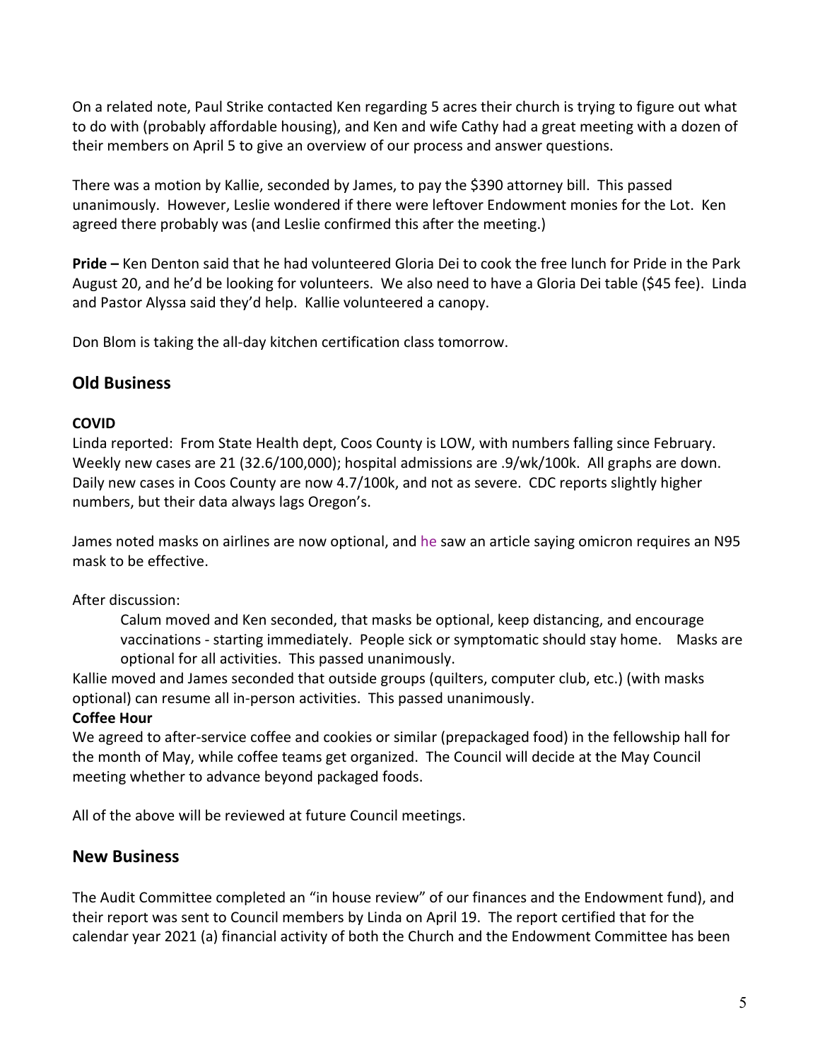On a related note, Paul Strike contacted Ken regarding 5 acres their church is trying to figure out what to do with (probably affordable housing), and Ken and wife Cathy had a great meeting with a dozen of their members on April 5 to give an overview of our process and answer questions.

There was a motion by Kallie, seconded by James, to pay the $390 attorney bill. This passed unanimously. However, Leslie wondered if there were leftover Endowment monies for the Lot. Ken agreed there probably was (and Leslie confirmed this after the meeting.)

**Pride –** Ken Denton said that he had volunteered Gloria Dei to cook the free lunch for Pride in the Park August 20, and he'd be looking for volunteers. We also need to have a Gloria Dei table ($45 fee). Linda and Pastor Alyssa said they'd help. Kallie volunteered a canopy.

Don Blom is taking the all-day kitchen certification class tomorrow.

## Old Business

**COVID**

Linda reported: From State Health dept, Coos County is LOW, with numbers falling since February. Weekly new cases are 21 (32.6/100,000); hospital admissions are .9/wk/100k. All graphs are down. Daily new cases in Coos County are now 4.7/100k, and not as severe. CDC reports slightly higher numbers, but their data always lags Oregon's.

James noted masks on airlines are now optional, and he saw an article saying omicron requires an N95 mask to be effective.

After discussion:

> Calum moved and Ken seconded, that masks be optional, keep distancing, and encourage vaccinations - starting immediately. People sick or symptomatic should stay home. Masks are optional for all activities. This passed unanimously.

Kallie moved and James seconded that outside groups (quilters, computer club, etc.) (with masks optional) can resume all in-person activities. This passed unanimously.

**Coffee Hour**

We agreed to after-service coffee and cookies or similar (prepackaged food) in the fellowship hall for the month of May, while coffee teams get organized. The Council will decide at the May Council meeting whether to advance beyond packaged foods.

All of the above will be reviewed at future Council meetings.

## New Business

The Audit Committee completed an "in house review" of our finances and the Endowment fund), and their report was sent to Council members by Linda on April 19. The report certified that for the calendar year 2021 (a) financial activity of both the Church and the Endowment Committee has been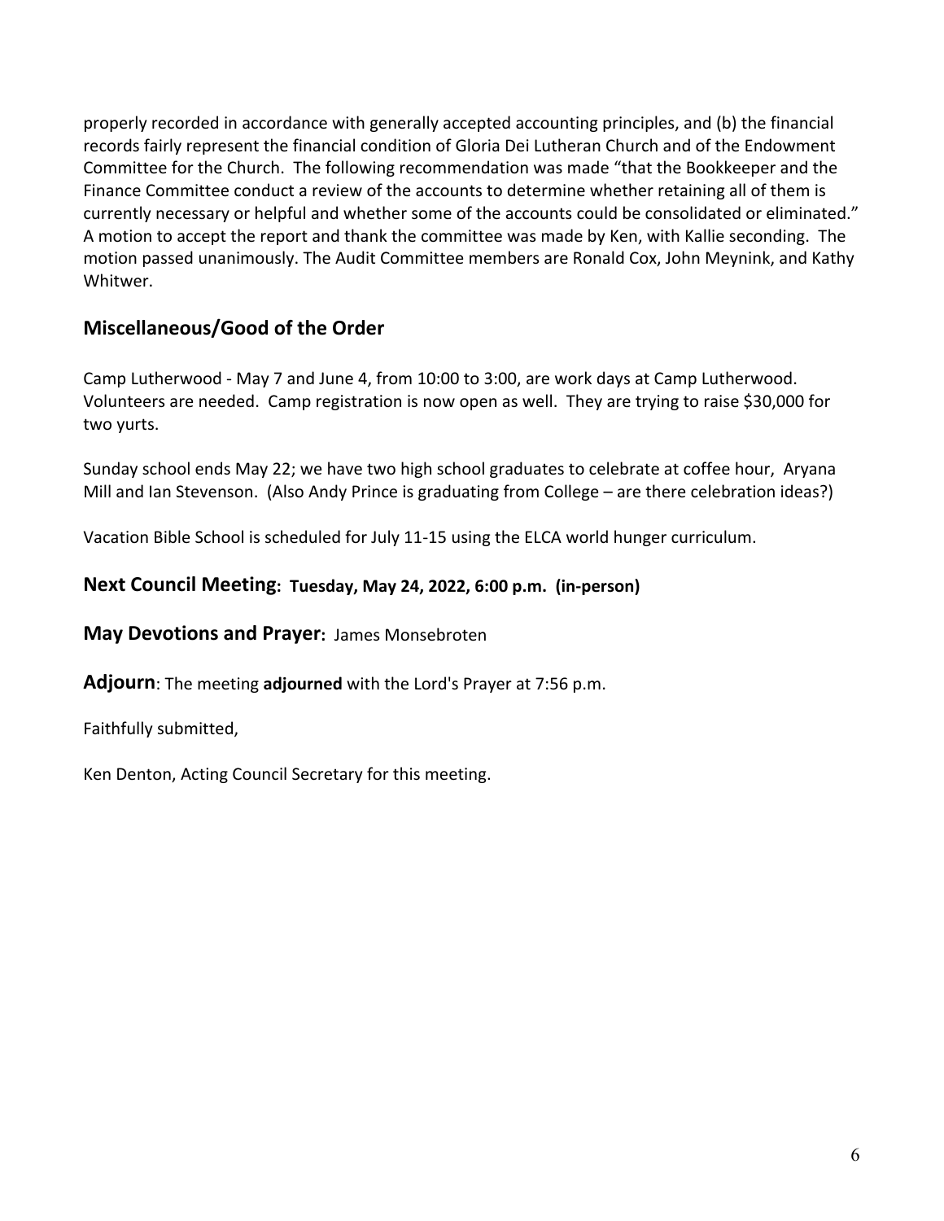properly recorded in accordance with generally accepted accounting principles, and (b) the financial records fairly represent the financial condition of Gloria Dei Lutheran Church and of the Endowment Committee for the Church. The following recommendation was made "that the Bookkeeper and the Finance Committee conduct a review of the accounts to determine whether retaining all of them is currently necessary or helpful and whether some of the accounts could be consolidated or eliminated." A motion to accept the report and thank the committee was made by Ken, with Kallie seconding. The motion passed unanimously. The Audit Committee members are Ronald Cox, John Meynink, and Kathy Whitwer.

## Miscellaneous/Good of the Order

Camp Lutherwood - May 7 and June 4, from 10:00 to 3:00, are work days at Camp Lutherwood. Volunteers are needed. Camp registration is now open as well. They are trying to raise $30,000 for two yurts.

Sunday school ends May 22; we have two high school graduates to celebrate at coffee hour, Aryana Mill and Ian Stevenson. (Also Andy Prince is graduating from College – are there celebration ideas?)

Vacation Bible School is scheduled for July 11-15 using the ELCA world hunger curriculum.

**Next Council Meeting: Tuesday, May 24, 2022, 6:00 p.m. (in-person)**

**May Devotions and Prayer:** James Monsebroten

**Adjourn**: The meeting **adjourned** with the Lord's Prayer at 7:56 p.m.

Faithfully submitted,

Ken Denton, Acting Council Secretary for this meeting.